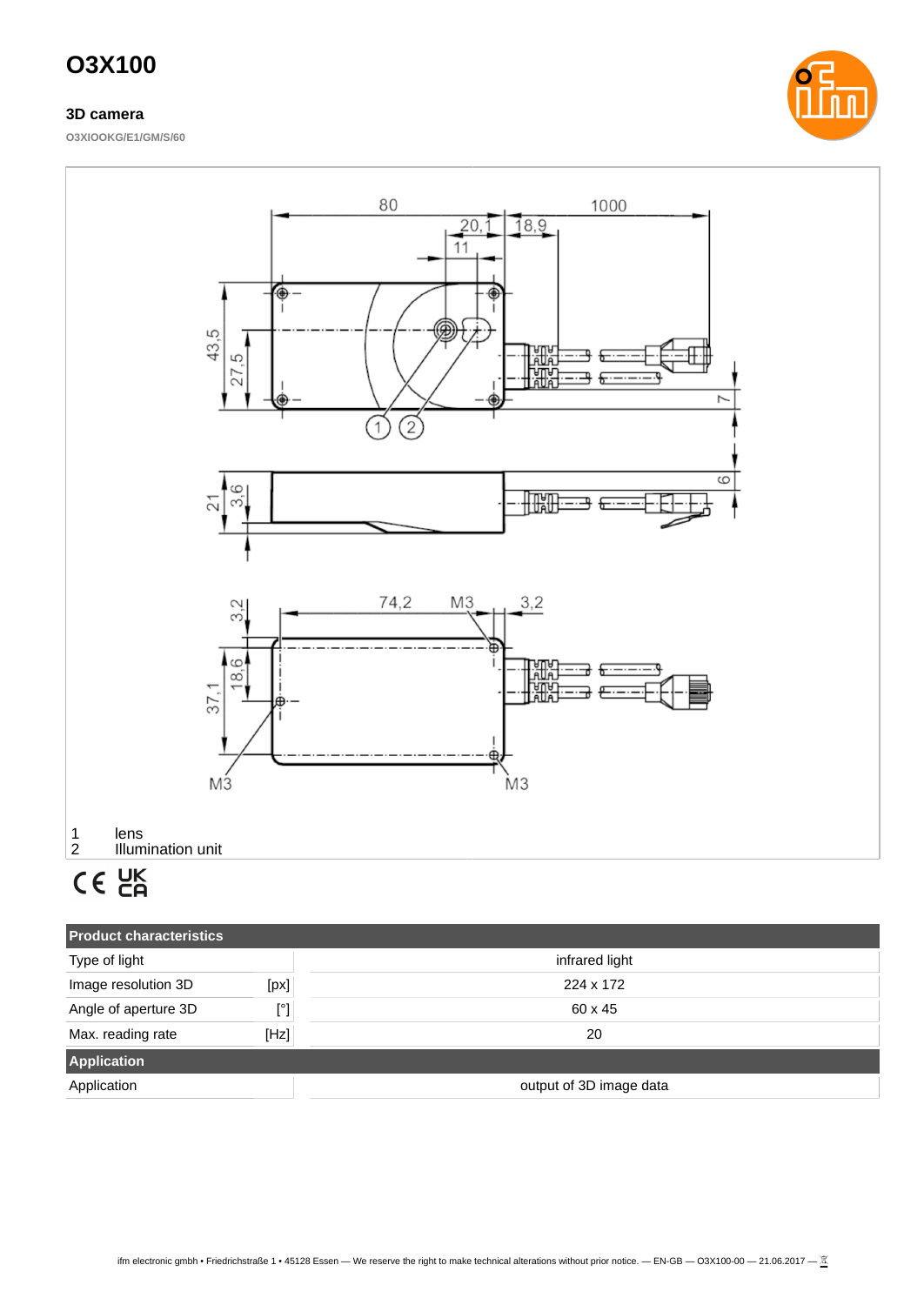# O3X100

### 3D camera

O3XIOOKG/E1/GM/S/60

1 lens
2 Illumination unit

| Product characteristics | | |
|---|---|---|
| Type of light | | infrared light |
| Image resolution 3D | [px] | 224 x 172 |
| Angle of aperture 3D | [°] | 60 x 45 |
| Max. reading rate | [Hz] | 20 |
| **Application** | | |
| Application | | output of 3D image data |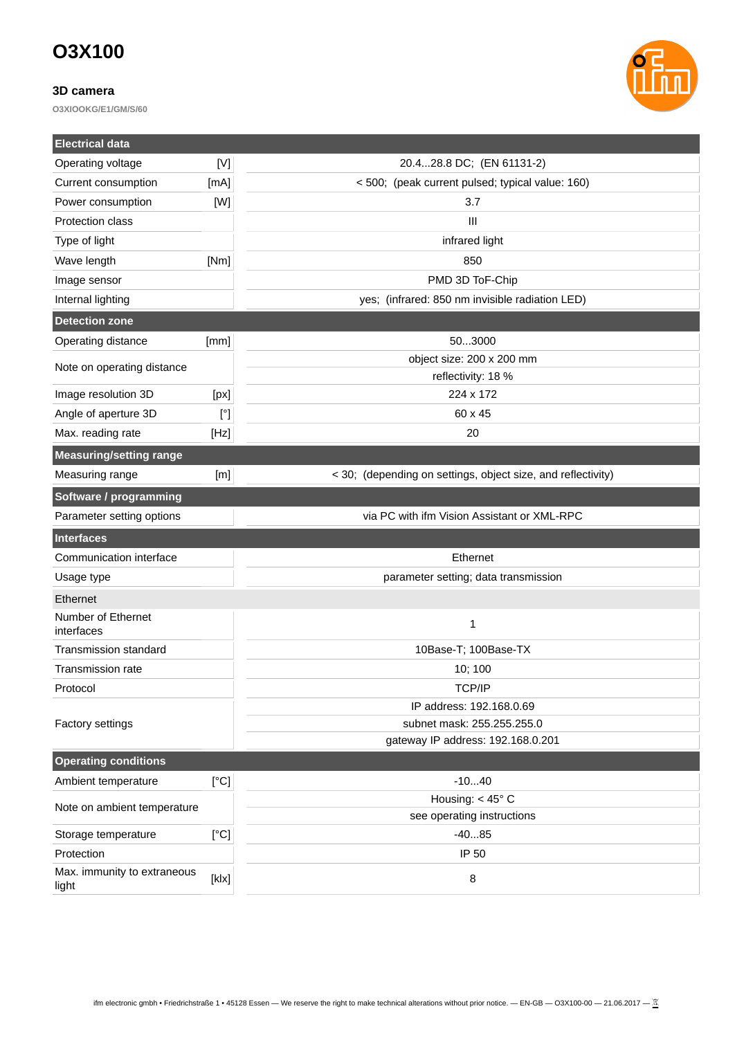# O3X100

### 3D camera

O3XIOOKG/E1/GM/S/60

| Electrical data | | |
|---|---|---|
| Operating voltage | [V] | 20.4...28.8 DC; (EN 61131-2) |
| Current consumption | [mA] | < 500; (peak current pulsed; typical value: 160) |
| Power consumption | [W] | 3.7 |
| Protection class | | III |
| Type of light | | infrared light |
| Wave length | [Nm] | 850 |
| Image sensor | | PMD 3D ToF-Chip |
| Internal lighting | | yes; (infrared: 850 nm invisible radiation LED) |
| **Detection zone** | | |
| Operating distance | [mm] | 50...3000 |
| Note on operating distance | | object size: 200 x 200 mm<br>reflectivity: 18 % |
| Image resolution 3D | [px] | 224 x 172 |
| Angle of aperture 3D | [°] | 60 x 45 |
| Max. reading rate | [Hz] | 20 |
| **Measuring/setting range** | | |
| Measuring range | [m] | < 30; (depending on settings, object size, and reflectivity) |
| **Software / programming** | | |
| Parameter setting options | | via PC with ifm Vision Assistant or XML-RPC |
| **Interfaces** | | |
| Communication interface | | Ethernet |
| Usage type | | parameter setting; data transmission |
| Ethernet | | |
| Number of Ethernet interfaces | | 1 |
| Transmission standard | | 10Base-T; 100Base-TX |
| Transmission rate | | 10; 100 |
| Protocol | | TCP/IP |
| Factory settings | | IP address: 192.168.0.69<br>subnet mask: 255.255.255.0<br>gateway IP address: 192.168.0.201 |
| **Operating conditions** | | |
| Ambient temperature | [°C] | -10...40 |
| Note on ambient temperature | | Housing: < 45° C<br>see operating instructions |
| Storage temperature | [°C] | -40...85 |
| Protection | | IP 50 |
| Max. immunity to extraneous light | [klx] | 8 |

ifm electronic gmbh • Friedrichstraße 1 • 45128 Essen — We reserve the right to make technical alterations without prior notice. — EN-GB — O3X100-00 — 21.06.2017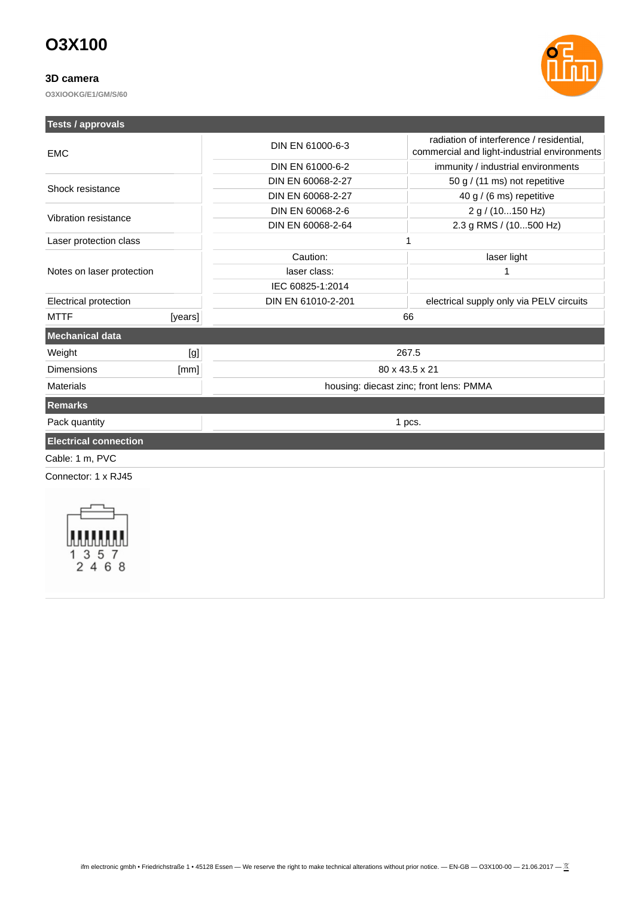# O3X100

### 3D camera

O3XIOOKG/E1/GM/S/60

| Tests / approvals | | | |
|---|---|---|---|
| EMC | | DIN EN 61000-6-3 | radiation of interference / residential, commercial and light-industrial environments |
| | | DIN EN 61000-6-2 | immunity / industrial environments |
| Shock resistance | | DIN EN 60068-2-27 | 50 g / (11 ms) not repetitive |
| | | DIN EN 60068-2-27 | 40 g / (6 ms) repetitive |
| Vibration resistance | | DIN EN 60068-2-6 | 2 g / (10...150 Hz) |
| | | DIN EN 60068-2-64 | 2.3 g RMS / (10...500 Hz) |
| Laser protection class | | 1 | |
| Notes on laser protection | | Caution: | laser light |
| | | laser class: | 1 |
| | | IEC 60825-1:2014 | |
| Electrical protection | | DIN EN 61010-2-201 | electrical supply only via PELV circuits |
| MTTF | [years] | 66 | |

| Mechanical data | | |
|---|---|---|
| Weight | [g] | 267.5 |
| Dimensions | [mm] | 80 x 43.5 x 21 |
| Materials | | housing: diecast zinc; front lens: PMMA |

| Remarks | |
|---|---|
| Pack quantity | 1 pcs. |

**Electrical connection**

Cable: 1 m, PVC

Connector: 1 x RJ45

1 3 5 7
2 4 6 8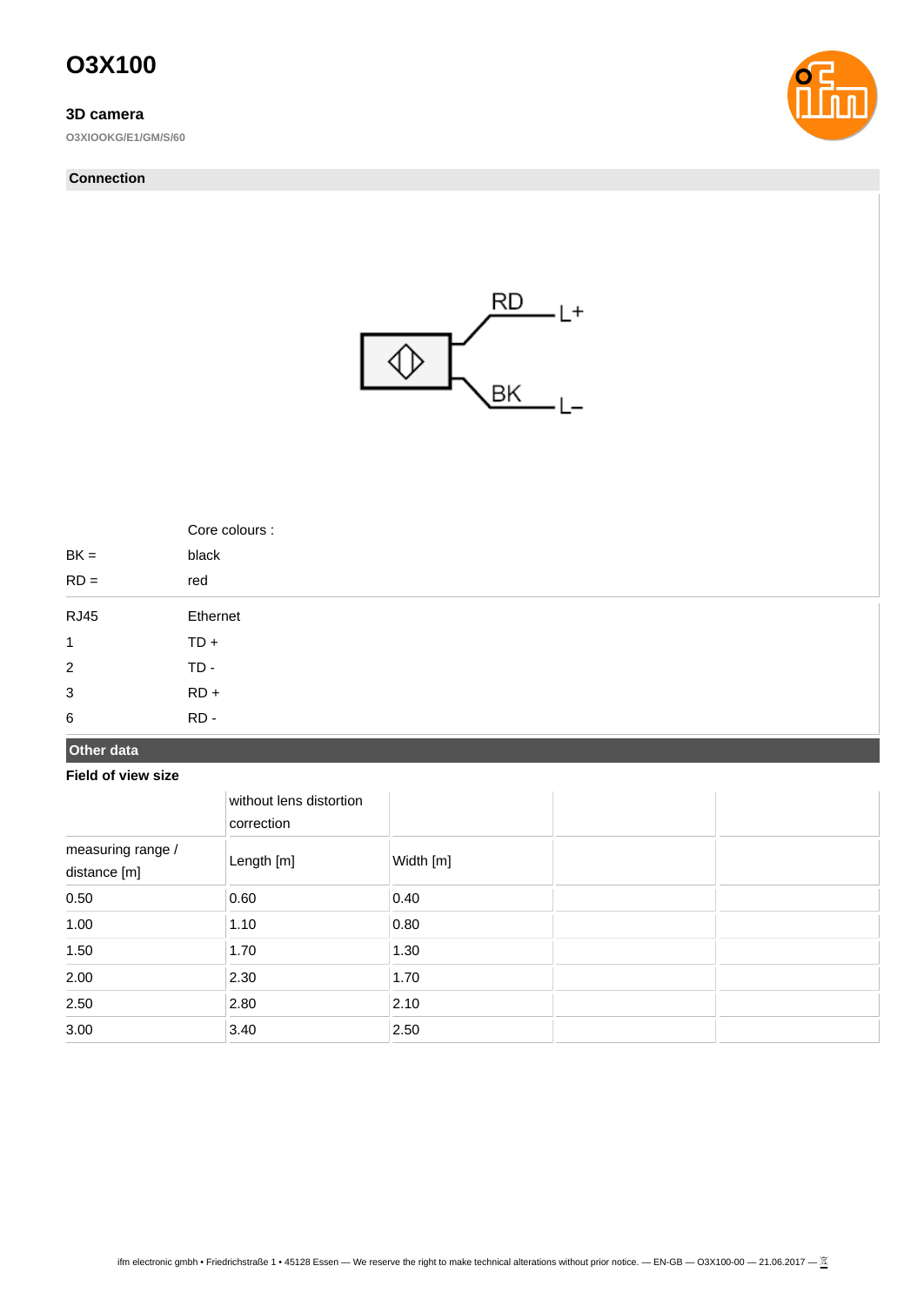# O3X100

**3D camera**

**O3XIOOKG/E1/GM/S/60**

## Connection

RD L+

BK L–

| | Core colours : |
|---|---|
| BK = | black |
| RD = | red |

| RJ45 | Ethernet |
|---|---|
| 1 | TD + |
| 2 | TD - |
| 3 | RD + |
| 6 | RD - |

## Other data

### Field of view size

| | without lens distortion correction | | | |
|---|---|---|---|---|
| measuring range / distance [m] | Length [m] | Width [m] | | |
| 0.50 | 0.60 | 0.40 | | |
| 1.00 | 1.10 | 0.80 | | |
| 1.50 | 1.70 | 1.30 | | |
| 2.00 | 2.30 | 1.70 | | |
| 2.50 | 2.80 | 2.10 | | |
| 3.00 | 3.40 | 2.50 | | |

ifm electronic gmbh • Friedrichstraße 1 • 45128 Essen — We reserve the right to make technical alterations without prior notice. — EN-GB — O3X100-00 — 21.06.2017 —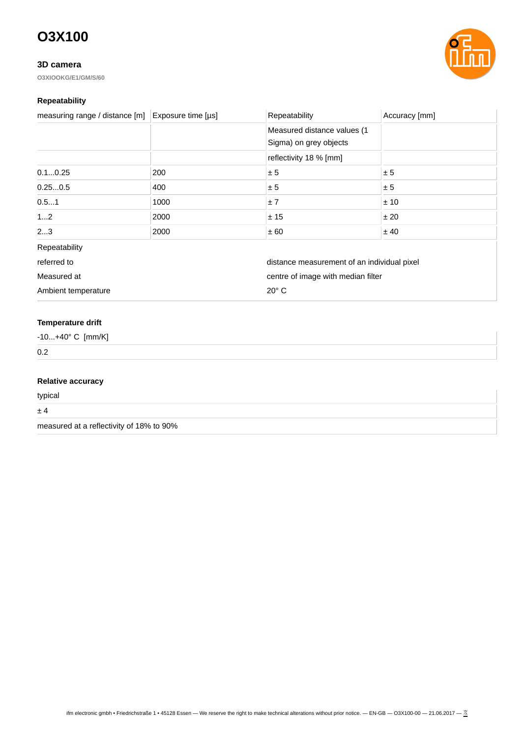# O3X100

### 3D camera

O3XIOOKG/E1/GM/S/60

### Repeatability

| measuring range / distance [m] | Exposure time [µs] | Repeatability | Accuracy [mm] |
|---|---|---|---|
| | | Measured distance values (1 Sigma) on grey objects | |
| | | reflectivity 18 % [mm] | |
| 0.1...0.25 | 200 | ± 5 | ± 5 |
| 0.25...0.5 | 400 | ± 5 | ± 5 |
| 0.5...1 | 1000 | ± 7 | ± 10 |
| 1...2 | 2000 | ± 15 | ± 20 |
| 2...3 | 2000 | ± 60 | ± 40 |

| | |
|---|---|
| Repeatability | |
| referred to | distance measurement of an individual pixel |
| Measured at | centre of image with median filter |
| Ambient temperature | 20° C |

### Temperature drift

| |
|---|
| -10...+40° C [mm/K] |
| 0.2 |

### Relative accuracy

| |
|---|
| typical |
| ± 4 |
| measured at a reflectivity of 18% to 90% |